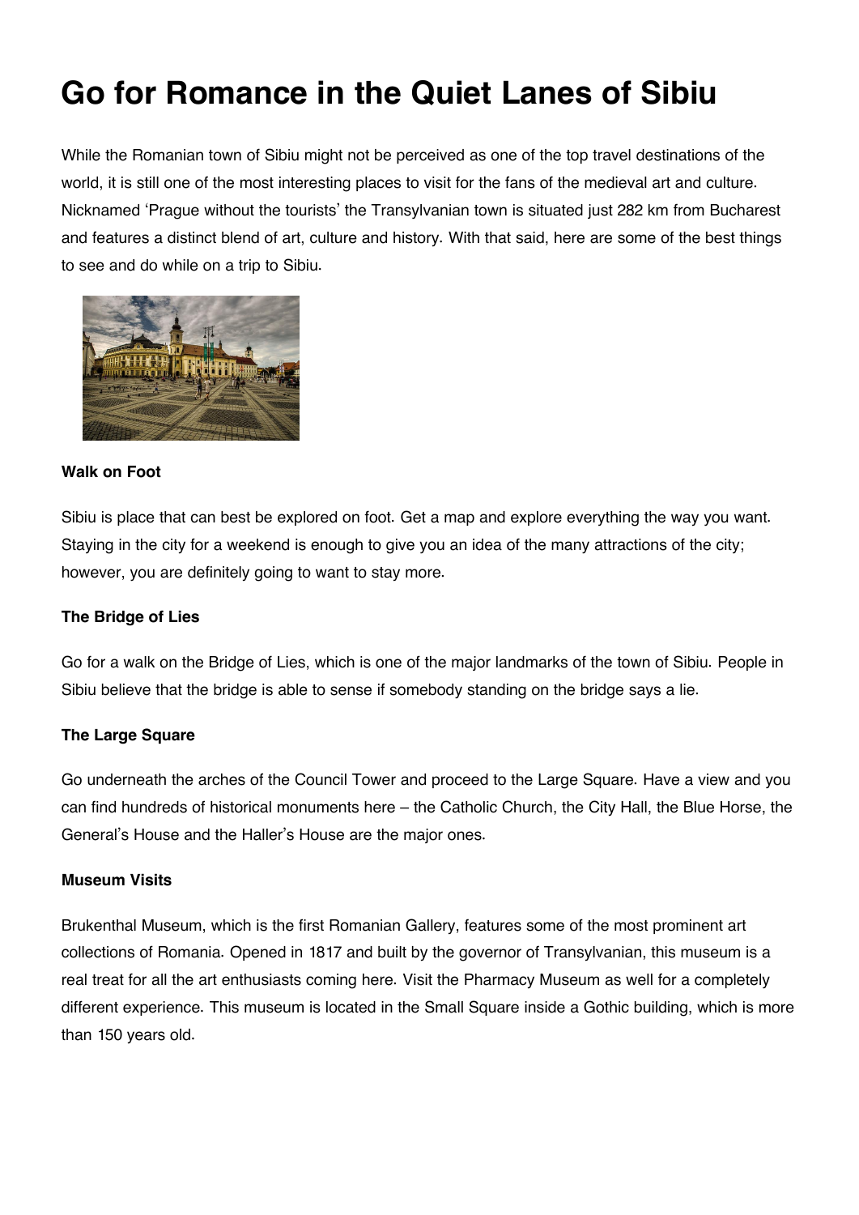# Go for Romance in the Quiet Lanes of Sibiu

While the Romanian town of Sibiu might not be perceived as one of the top travel destinations of the world, it is still one of the most interesting places to visit for the fans of the medieval art and culture. Nicknamed 'Prague without the tourists' the Transylvanian town is situated just 282 km from Bucharest and features a distinct blend of art, culture and history. With that said, here are some of the best things to see and do while on a trip to Sibiu.

**Walk on Foot**

Sibiu is place that can best be explored on foot. Get a map and explore everything the way you want. Staying in the city for a weekend is enough to give you an idea of the many attractions of the city; however, you are definitely going to want to stay more.

**The Bridge of Lies**

Go for a walk on the Bridge of Lies, which is one of the major landmarks of the town of Sibiu. People in Sibiu believe that the bridge is able to sense if somebody standing on the bridge says a lie.

**The Large Square**

Go underneath the arches of the Council Tower and proceed to the Large Square. Have a view and you can find hundreds of historical monuments here – the Catholic Church, the City Hall, the Blue Horse, the General's House and the Haller's House are the major ones.

**Museum Visits**

Brukenthal Museum, which is the first Romanian Gallery, features some of the most prominent art collections of Romania. Opened in 1817 and built by the governor of Transylvanian, this museum is a real treat for all the art enthusiasts coming here. Visit the Pharmacy Museum as well for a completely different experience. This museum is located in the Small Square inside a Gothic building, which is more than 150 years old.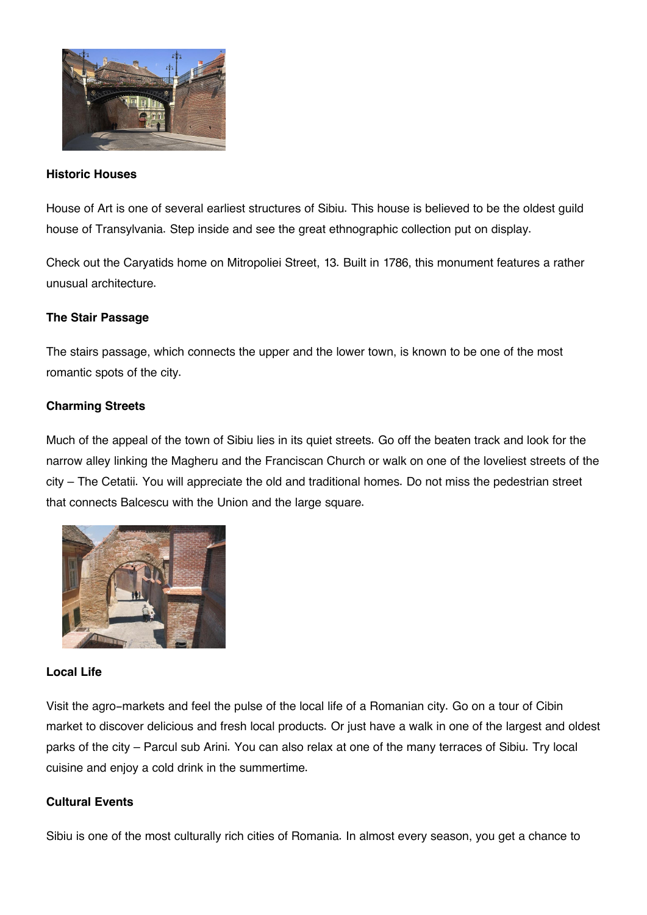**Historic Houses**

House of Art is one of several earliest structures of Sibiu. This house is believed to be the oldest guild house of Transylvania. Step inside and see the great ethnographic collection put on display.

Check out the Caryatids home on Mitropoliei Street, 13. Built in 1786, this monument features a rather unusual architecture.

**The Stair Passage**

The stairs passage, which connects the upper and the lower town, is known to be one of the most romantic spots of the city.

**Charming Streets**

Much of the appeal of the town of Sibiu lies in its quiet streets. Go off the beaten track and look for the narrow alley linking the Magheru and the Franciscan Church or walk on one of the loveliest streets of the city – The Cetatii. You will appreciate the old and traditional homes. Do not miss the pedestrian street that connects Balcescu with the Union and the large square.

**Local Life**

Visit the agro-markets and feel the pulse of the local life of a Romanian city. Go on a tour of Cibin market to discover delicious and fresh local products. Or just have a walk in one of the largest and oldest parks of the city – Parcul sub Arini. You can also relax at one of the many terraces of Sibiu. Try local cuisine and enjoy a cold drink in the summertime.

**Cultural Events**

Sibiu is one of the most culturally rich cities of Romania. In almost every season, you get a chance to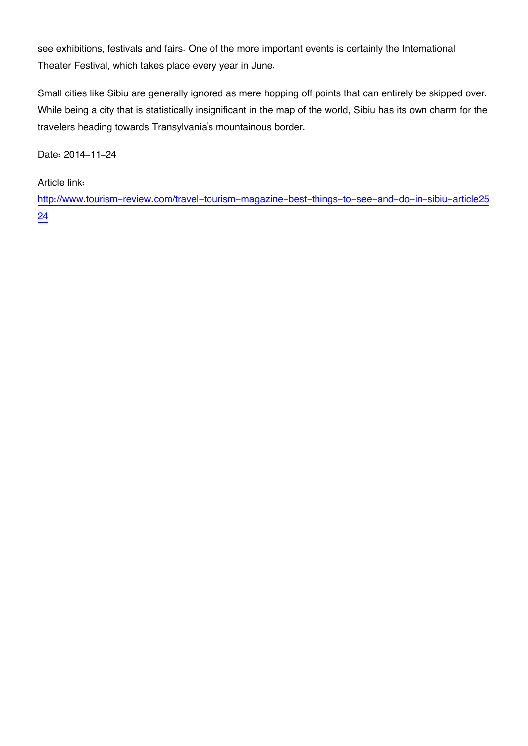see exhibitions, festivals and fairs. One of the more important events is certainly the International Theater Festival, which takes place every year in June.

Small cities like Sibiu are generally ignored as mere hopping off points that can entirely be skipped over. While being a city that is statistically insignificant in the map of the world, Sibiu has its own charm for the travelers heading towards Transylvania's mountainous border.

Date: 2014-11-24

Article link:
[http://www.tourism-review.com/travel-tourism-magazine-best-things-to-see-and-do-in-sibiu-article2524](http://www.tourism-review.com/travel-tourism-magazine-best-things-to-see-and-do-in-sibiu-article2524)